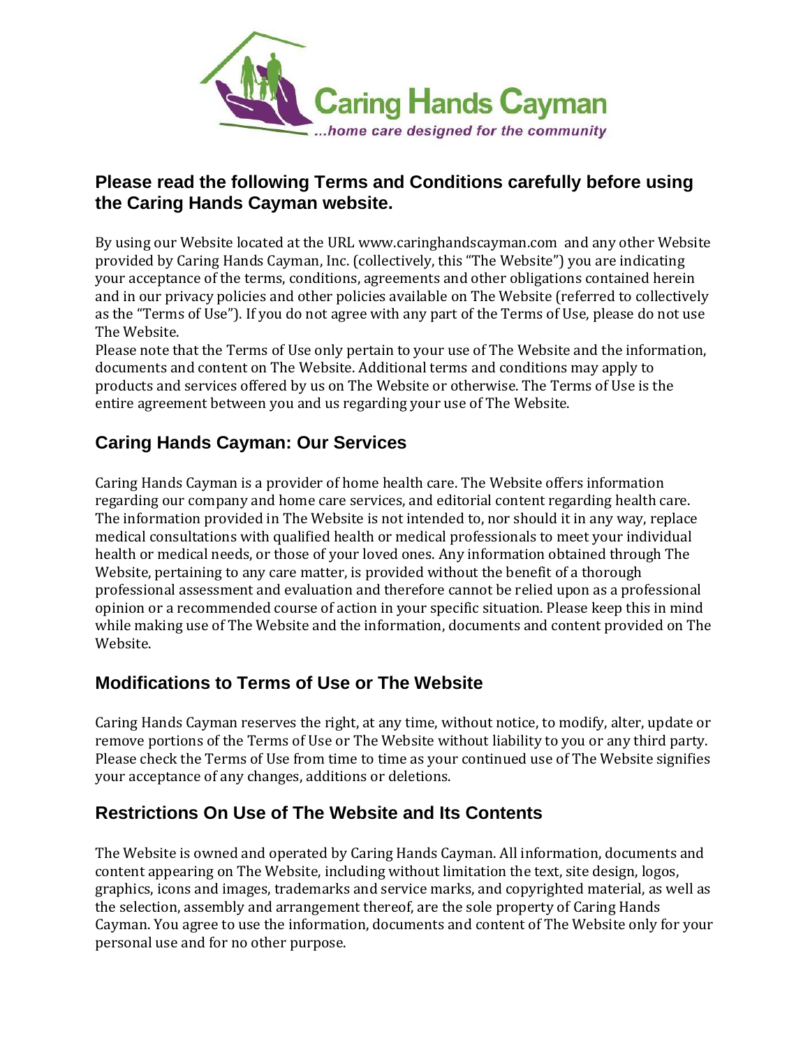Caring Hands Cayman

*...home care designed for the community*

## Please read the following Terms and Conditions carefully before using the Caring Hands Cayman website.

By using our Website located at the URL www.caringhandscayman.com and any other Website provided by Caring Hands Cayman, Inc. (collectively, this "The Website") you are indicating your acceptance of the terms, conditions, agreements and other obligations contained herein and in our privacy policies and other policies available on The Website (referred to collectively as the "Terms of Use"). If you do not agree with any part of the Terms of Use, please do not use The Website.

Please note that the Terms of Use only pertain to your use of The Website and the information, documents and content on The Website. Additional terms and conditions may apply to products and services offered by us on The Website or otherwise. The Terms of Use is the entire agreement between you and us regarding your use of The Website.

## Caring Hands Cayman: Our Services

Caring Hands Cayman is a provider of home health care. The Website offers information regarding our company and home care services, and editorial content regarding health care. The information provided in The Website is not intended to, nor should it in any way, replace medical consultations with qualified health or medical professionals to meet your individual health or medical needs, or those of your loved ones. Any information obtained through The Website, pertaining to any care matter, is provided without the benefit of a thorough professional assessment and evaluation and therefore cannot be relied upon as a professional opinion or a recommended course of action in your specific situation. Please keep this in mind while making use of The Website and the information, documents and content provided on The Website.

## Modifications to Terms of Use or The Website

Caring Hands Cayman reserves the right, at any time, without notice, to modify, alter, update or remove portions of the Terms of Use or The Website without liability to you or any third party. Please check the Terms of Use from time to time as your continued use of The Website signifies your acceptance of any changes, additions or deletions.

## Restrictions On Use of The Website and Its Contents

The Website is owned and operated by Caring Hands Cayman. All information, documents and content appearing on The Website, including without limitation the text, site design, logos, graphics, icons and images, trademarks and service marks, and copyrighted material, as well as the selection, assembly and arrangement thereof, are the sole property of Caring Hands Cayman. You agree to use the information, documents and content of The Website only for your personal use and for no other purpose.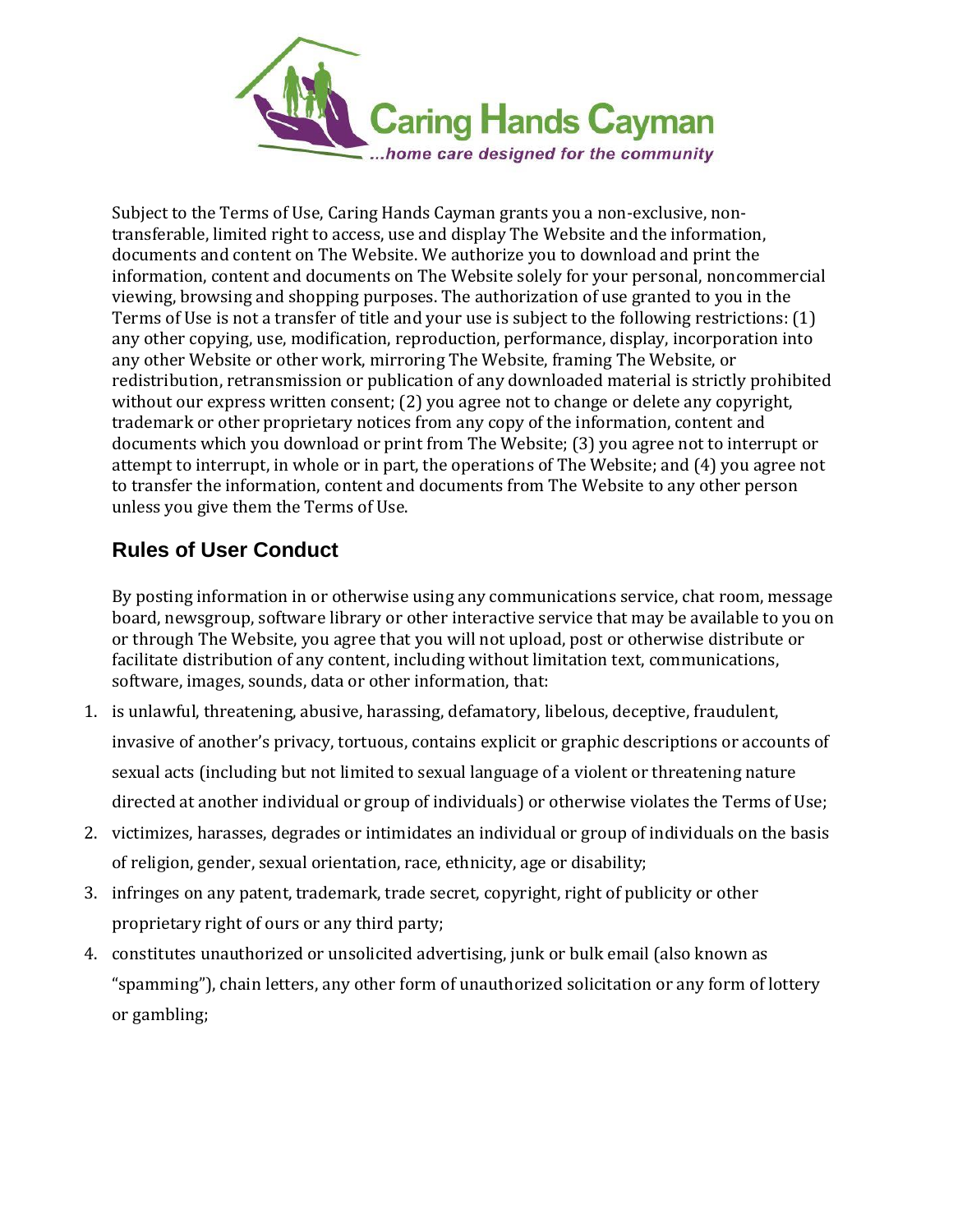Subject to the Terms of Use, Caring Hands Cayman grants you a non-exclusive, non-transferable, limited right to access, use and display The Website and the information, documents and content on The Website. We authorize you to download and print the information, content and documents on The Website solely for your personal, noncommercial viewing, browsing and shopping purposes. The authorization of use granted to you in the Terms of Use is not a transfer of title and your use is subject to the following restrictions: (1) any other copying, use, modification, reproduction, performance, display, incorporation into any other Website or other work, mirroring The Website, framing The Website, or redistribution, retransmission or publication of any downloaded material is strictly prohibited without our express written consent; (2) you agree not to change or delete any copyright, trademark or other proprietary notices from any copy of the information, content and documents which you download or print from The Website; (3) you agree not to interrupt or attempt to interrupt, in whole or in part, the operations of The Website; and (4) you agree not to transfer the information, content and documents from The Website to any other person unless you give them the Terms of Use.

## Rules of User Conduct

By posting information in or otherwise using any communications service, chat room, message board, newsgroup, software library or other interactive service that may be available to you on or through The Website, you agree that you will not upload, post or otherwise distribute or facilitate distribution of any content, including without limitation text, communications, software, images, sounds, data or other information, that:

1. is unlawful, threatening, abusive, harassing, defamatory, libelous, deceptive, fraudulent, invasive of another's privacy, tortuous, contains explicit or graphic descriptions or accounts of sexual acts (including but not limited to sexual language of a violent or threatening nature directed at another individual or group of individuals) or otherwise violates the Terms of Use;
2. victimizes, harasses, degrades or intimidates an individual or group of individuals on the basis of religion, gender, sexual orientation, race, ethnicity, age or disability;
3. infringes on any patent, trademark, trade secret, copyright, right of publicity or other proprietary right of ours or any third party;
4. constitutes unauthorized or unsolicited advertising, junk or bulk email (also known as "spamming"), chain letters, any other form of unauthorized solicitation or any form of lottery or gambling;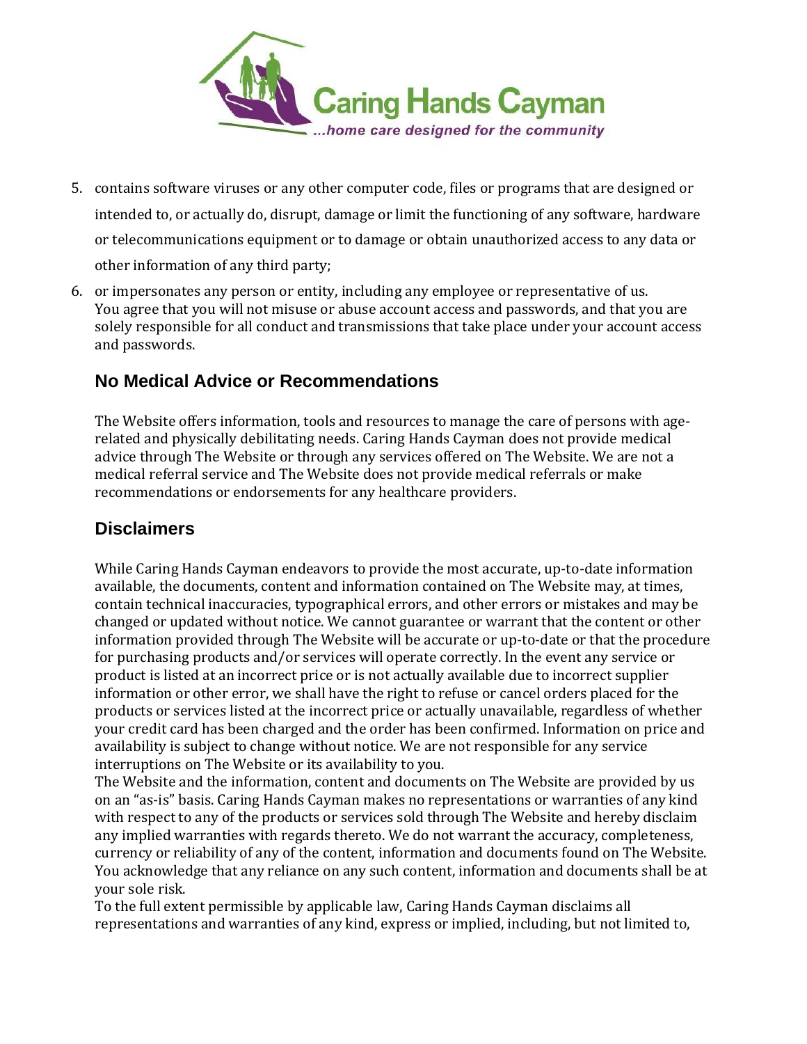5. contains software viruses or any other computer code, files or programs that are designed or intended to, or actually do, disrupt, damage or limit the functioning of any software, hardware or telecommunications equipment or to damage or obtain unauthorized access to any data or other information of any third party;
6. or impersonates any person or entity, including any employee or representative of us. You agree that you will not misuse or abuse account access and passwords, and that you are solely responsible for all conduct and transmissions that take place under your account access and passwords.

## No Medical Advice or Recommendations

The Website offers information, tools and resources to manage the care of persons with age-related and physically debilitating needs. Caring Hands Cayman does not provide medical advice through The Website or through any services offered on The Website. We are not a medical referral service and The Website does not provide medical referrals or make recommendations or endorsements for any healthcare providers.

## Disclaimers

While Caring Hands Cayman endeavors to provide the most accurate, up-to-date information available, the documents, content and information contained on The Website may, at times, contain technical inaccuracies, typographical errors, and other errors or mistakes and may be changed or updated without notice. We cannot guarantee or warrant that the content or other information provided through The Website will be accurate or up-to-date or that the procedure for purchasing products and/or services will operate correctly. In the event any service or product is listed at an incorrect price or is not actually available due to incorrect supplier information or other error, we shall have the right to refuse or cancel orders placed for the products or services listed at the incorrect price or actually unavailable, regardless of whether your credit card has been charged and the order has been confirmed. Information on price and availability is subject to change without notice. We are not responsible for any service interruptions on The Website or its availability to you.

The Website and the information, content and documents on The Website are provided by us on an "as-is" basis. Caring Hands Cayman makes no representations or warranties of any kind with respect to any of the products or services sold through The Website and hereby disclaim any implied warranties with regards thereto. We do not warrant the accuracy, completeness, currency or reliability of any of the content, information and documents found on The Website. You acknowledge that any reliance on any such content, information and documents shall be at your sole risk.

To the full extent permissible by applicable law, Caring Hands Cayman disclaims all representations and warranties of any kind, express or implied, including, but not limited to,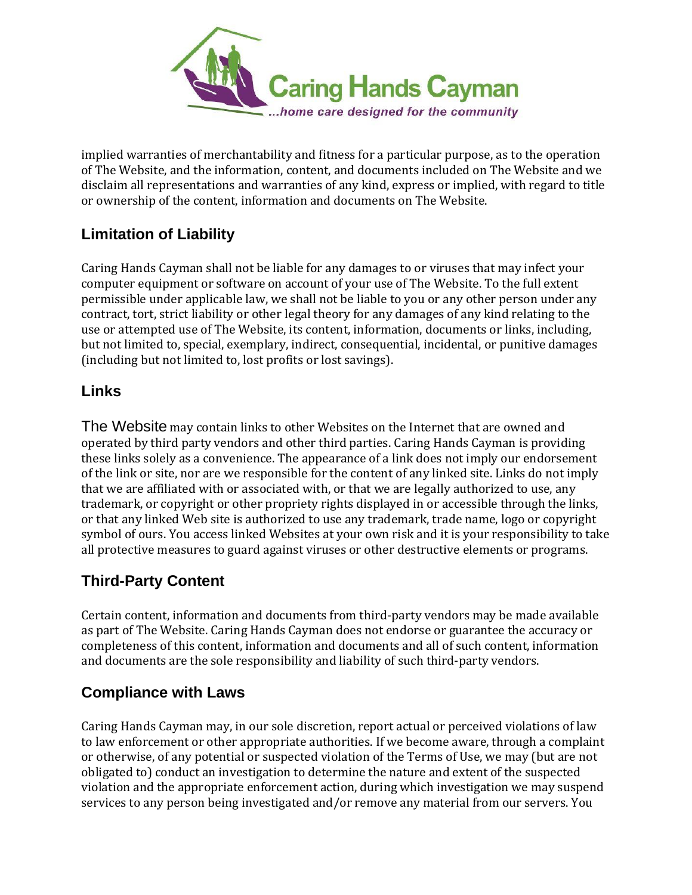implied warranties of merchantability and fitness for a particular purpose, as to the operation of The Website, and the information, content, and documents included on The Website and we disclaim all representations and warranties of any kind, express or implied, with regard to title or ownership of the content, information and documents on The Website.

## Limitation of Liability

Caring Hands Cayman shall not be liable for any damages to or viruses that may infect your computer equipment or software on account of your use of The Website. To the full extent permissible under applicable law, we shall not be liable to you or any other person under any contract, tort, strict liability or other legal theory for any damages of any kind relating to the use or attempted use of The Website, its content, information, documents or links, including, but not limited to, special, exemplary, indirect, consequential, incidental, or punitive damages (including but not limited to, lost profits or lost savings).

## Links

The Website may contain links to other Websites on the Internet that are owned and operated by third party vendors and other third parties. Caring Hands Cayman is providing these links solely as a convenience. The appearance of a link does not imply our endorsement of the link or site, nor are we responsible for the content of any linked site. Links do not imply that we are affiliated with or associated with, or that we are legally authorized to use, any trademark, or copyright or other propriety rights displayed in or accessible through the links, or that any linked Web site is authorized to use any trademark, trade name, logo or copyright symbol of ours. You access linked Websites at your own risk and it is your responsibility to take all protective measures to guard against viruses or other destructive elements or programs.

## Third-Party Content

Certain content, information and documents from third-party vendors may be made available as part of The Website. Caring Hands Cayman does not endorse or guarantee the accuracy or completeness of this content, information and documents and all of such content, information and documents are the sole responsibility and liability of such third-party vendors.

## Compliance with Laws

Caring Hands Cayman may, in our sole discretion, report actual or perceived violations of law to law enforcement or other appropriate authorities. If we become aware, through a complaint or otherwise, of any potential or suspected violation of the Terms of Use, we may (but are not obligated to) conduct an investigation to determine the nature and extent of the suspected violation and the appropriate enforcement action, during which investigation we may suspend services to any person being investigated and/or remove any material from our servers. You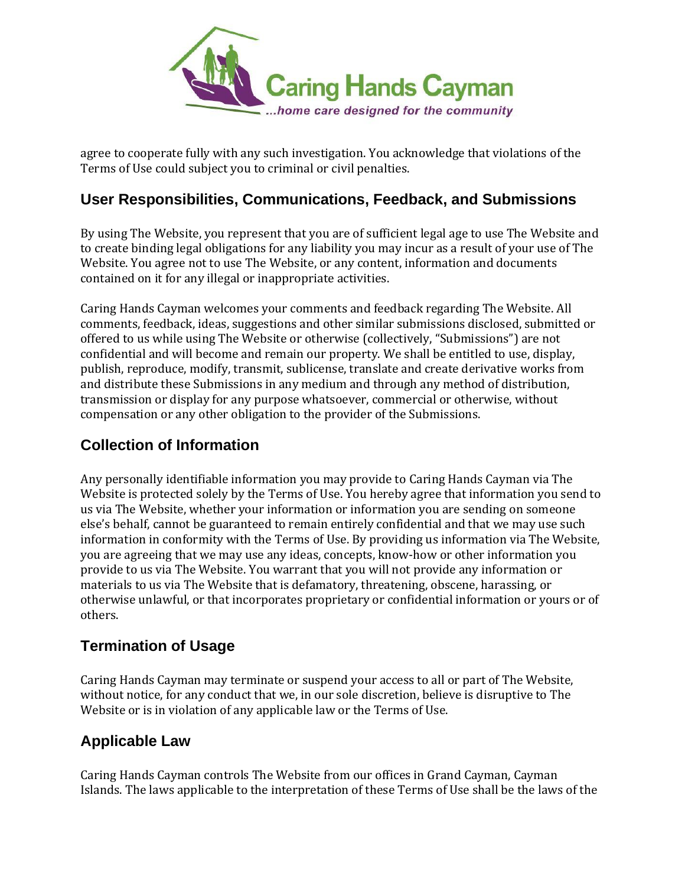agree to cooperate fully with any such investigation. You acknowledge that violations of the Terms of Use could subject you to criminal or civil penalties.

## User Responsibilities, Communications, Feedback, and Submissions

By using The Website, you represent that you are of sufficient legal age to use The Website and to create binding legal obligations for any liability you may incur as a result of your use of The Website. You agree not to use The Website, or any content, information and documents contained on it for any illegal or inappropriate activities.

Caring Hands Cayman welcomes your comments and feedback regarding The Website. All comments, feedback, ideas, suggestions and other similar submissions disclosed, submitted or offered to us while using The Website or otherwise (collectively, "Submissions") are not confidential and will become and remain our property. We shall be entitled to use, display, publish, reproduce, modify, transmit, sublicense, translate and create derivative works from and distribute these Submissions in any medium and through any method of distribution, transmission or display for any purpose whatsoever, commercial or otherwise, without compensation or any other obligation to the provider of the Submissions.

## Collection of Information

Any personally identifiable information you may provide to Caring Hands Cayman via The Website is protected solely by the Terms of Use. You hereby agree that information you send to us via The Website, whether your information or information you are sending on someone else's behalf, cannot be guaranteed to remain entirely confidential and that we may use such information in conformity with the Terms of Use. By providing us information via The Website, you are agreeing that we may use any ideas, concepts, know-how or other information you provide to us via The Website. You warrant that you will not provide any information or materials to us via The Website that is defamatory, threatening, obscene, harassing, or otherwise unlawful, or that incorporates proprietary or confidential information or yours or of others.

## Termination of Usage

Caring Hands Cayman may terminate or suspend your access to all or part of The Website, without notice, for any conduct that we, in our sole discretion, believe is disruptive to The Website or is in violation of any applicable law or the Terms of Use.

## Applicable Law

Caring Hands Cayman controls The Website from our offices in Grand Cayman, Cayman Islands. The laws applicable to the interpretation of these Terms of Use shall be the laws of the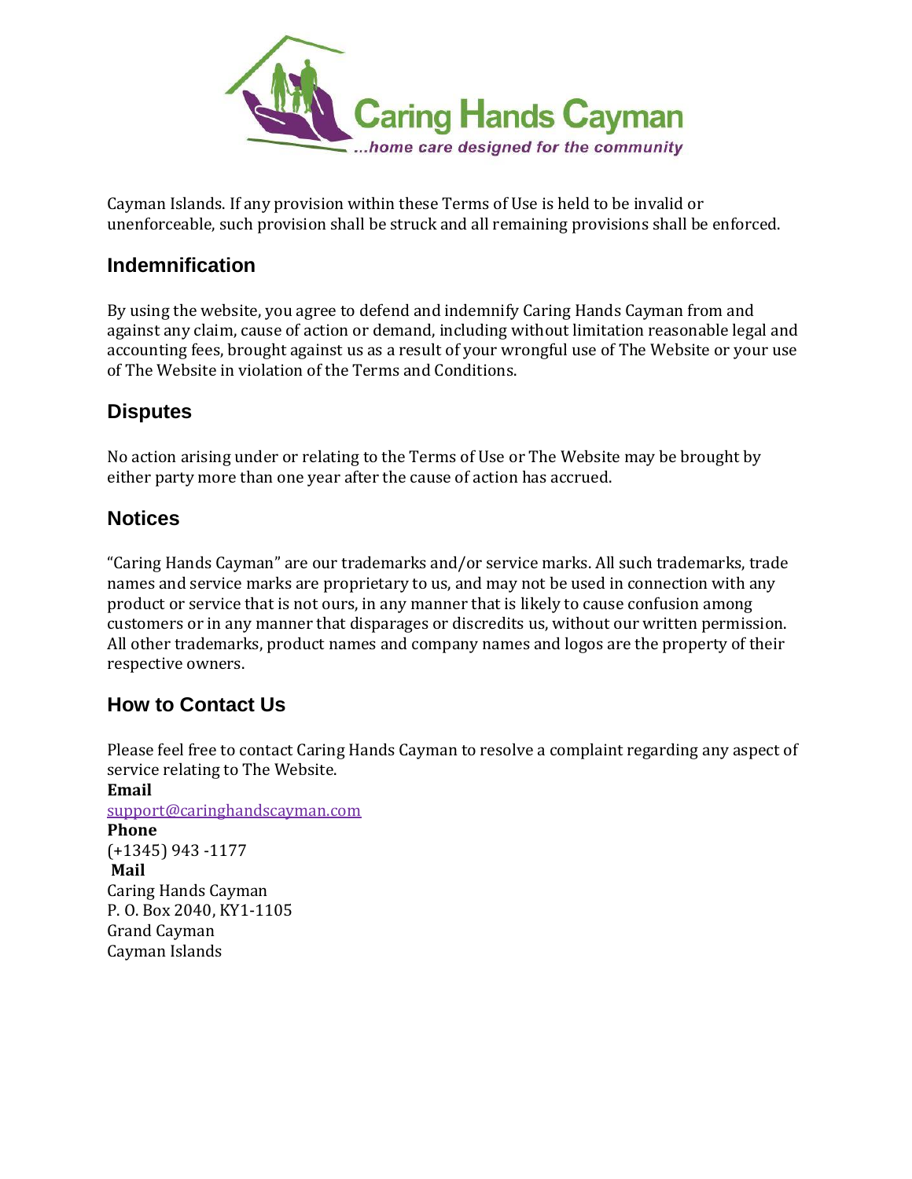Cayman Islands. If any provision within these Terms of Use is held to be invalid or unenforceable, such provision shall be struck and all remaining provisions shall be enforced.

## Indemnification

By using the website, you agree to defend and indemnify Caring Hands Cayman from and against any claim, cause of action or demand, including without limitation reasonable legal and accounting fees, brought against us as a result of your wrongful use of The Website or your use of The Website in violation of the Terms and Conditions.

## Disputes

No action arising under or relating to the Terms of Use or The Website may be brought by either party more than one year after the cause of action has accrued.

## Notices

"Caring Hands Cayman" are our trademarks and/or service marks. All such trademarks, trade names and service marks are proprietary to us, and may not be used in connection with any product or service that is not ours, in any manner that is likely to cause confusion among customers or in any manner that disparages or discredits us, without our written permission. All other trademarks, product names and company names and logos are the property of their respective owners.

## How to Contact Us

Please feel free to contact Caring Hands Cayman to resolve a complaint regarding any aspect of service relating to The Website.

**Email**
support@caringhandscayman.com

**Phone**
(+1345) 943 -1177

**Mail**
Caring Hands Cayman
P. O. Box 2040, KY1-1105
Grand Cayman
Cayman Islands